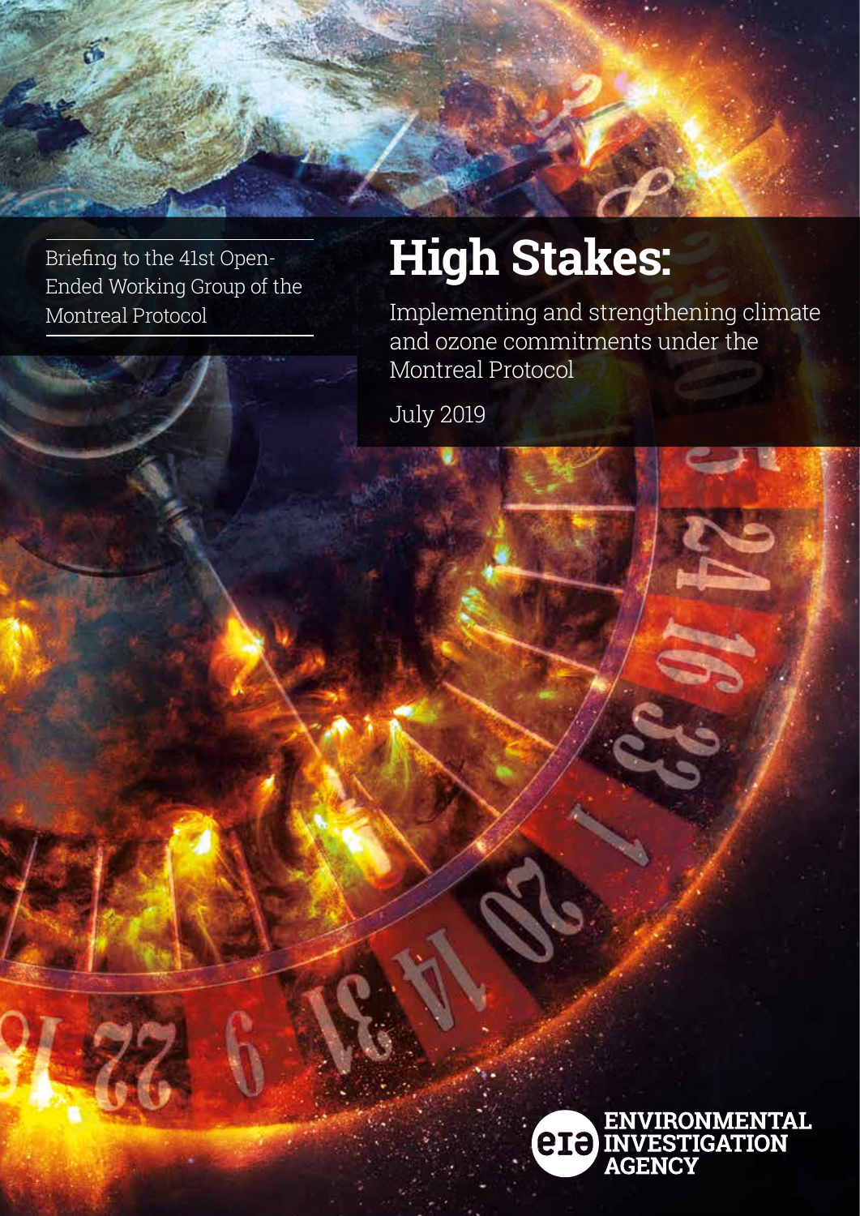Briefing to the 41st Open-Ended Working Group of the Montreal Protocol

# High Stakes:

Implementing and strengthening climate and ozone commitments under the Montreal Protocol

July 2019

ENVIRONMENTAL INVESTIGATION AGENCY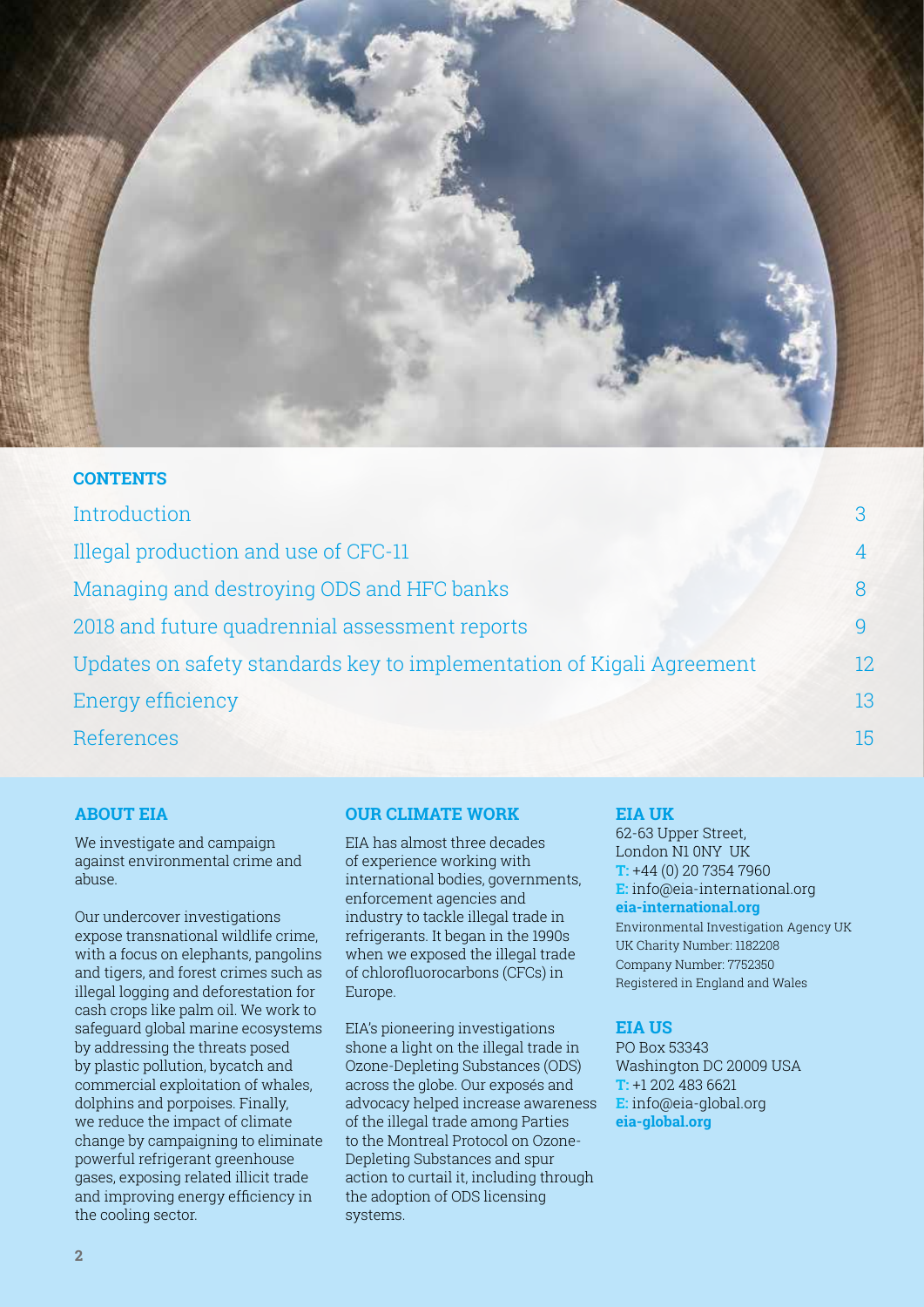## CONTENTS

| | |
|---|---|
| Introduction | 3 |
| Illegal production and use of CFC-11 | 4 |
| Managing and destroying ODS and HFC banks | 8 |
| 2018 and future quadrennial assessment reports | 9 |
| Updates on safety standards key to implementation of Kigali Agreement | 12 |
| Energy efficiency | 13 |
| References | 15 |

### ABOUT EIA

We investigate and campaign against environmental crime and abuse.

Our undercover investigations expose transnational wildlife crime, with a focus on elephants, pangolins and tigers, and forest crimes such as illegal logging and deforestation for cash crops like palm oil. We work to safeguard global marine ecosystems by addressing the threats posed by plastic pollution, bycatch and commercial exploitation of whales, dolphins and porpoises. Finally, we reduce the impact of climate change by campaigning to eliminate powerful refrigerant greenhouse gases, exposing related illicit trade and improving energy efficiency in the cooling sector.

### OUR CLIMATE WORK

EIA has almost three decades of experience working with international bodies, governments, enforcement agencies and industry to tackle illegal trade in refrigerants. It began in the 1990s when we exposed the illegal trade of chlorofluorocarbons (CFCs) in Europe.

EIA's pioneering investigations shone a light on the illegal trade in Ozone-Depleting Substances (ODS) across the globe. Our exposés and advocacy helped increase awareness of the illegal trade among Parties to the Montreal Protocol on Ozone-Depleting Substances and spur action to curtail it, including through the adoption of ODS licensing systems.

### EIA UK

62-63 Upper Street,
London N1 0NY UK
**T:** +44 (0) 20 7354 7960
**E:** info@eia-international.org
**eia-international.org**

Environmental Investigation Agency UK
UK Charity Number: 1182208
Company Number: 7752350
Registered in England and Wales

### EIA US

PO Box 53343
Washington DC 20009 USA
**T:** +1 202 483 6621
**E:** info@eia-global.org
**eia-global.org**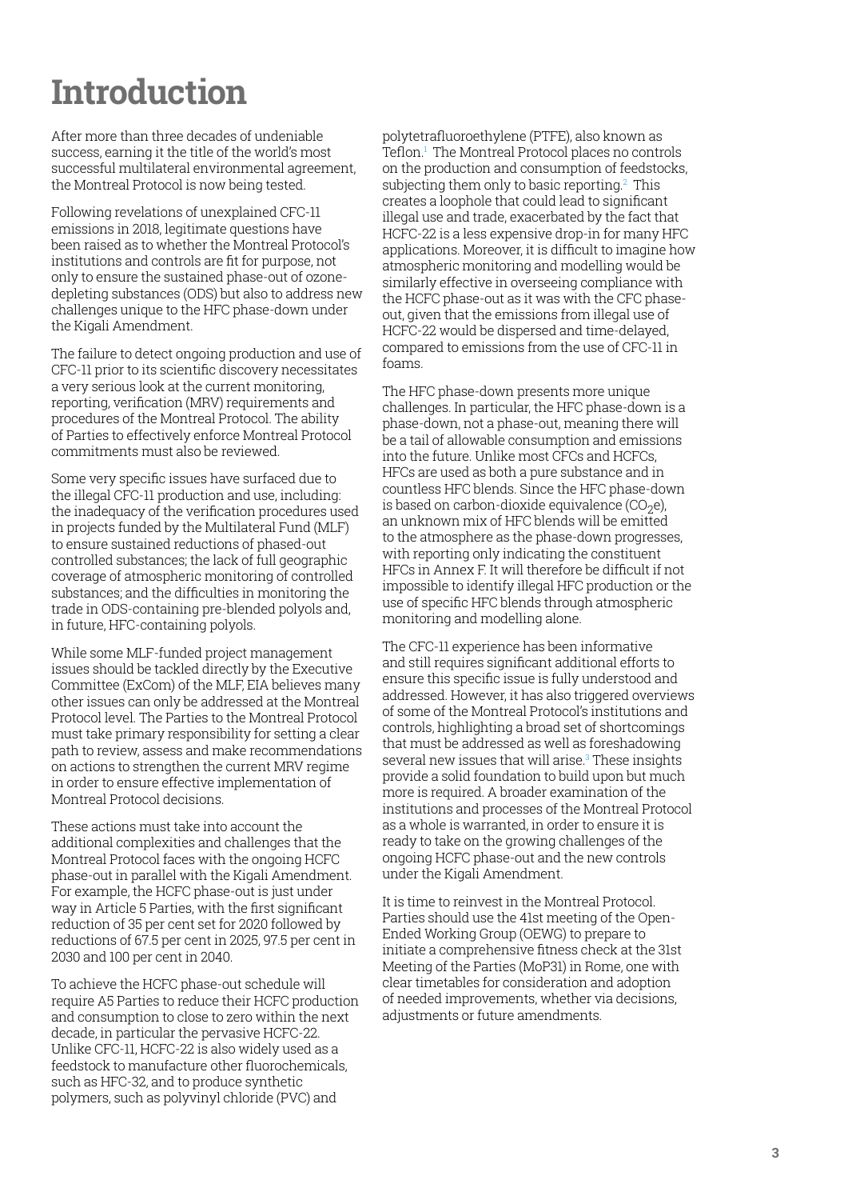# Introduction

After more than three decades of undeniable success, earning it the title of the world's most successful multilateral environmental agreement, the Montreal Protocol is now being tested.

Following revelations of unexplained CFC-11 emissions in 2018, legitimate questions have been raised as to whether the Montreal Protocol's institutions and controls are fit for purpose, not only to ensure the sustained phase-out of ozone-depleting substances (ODS) but also to address new challenges unique to the HFC phase-down under the Kigali Amendment.

The failure to detect ongoing production and use of CFC-11 prior to its scientific discovery necessitates a very serious look at the current monitoring, reporting, verification (MRV) requirements and procedures of the Montreal Protocol. The ability of Parties to effectively enforce Montreal Protocol commitments must also be reviewed.

Some very specific issues have surfaced due to the illegal CFC-11 production and use, including: the inadequacy of the verification procedures used in projects funded by the Multilateral Fund (MLF) to ensure sustained reductions of phased-out controlled substances; the lack of full geographic coverage of atmospheric monitoring of controlled substances; and the difficulties in monitoring the trade in ODS-containing pre-blended polyols and, in future, HFC-containing polyols.

While some MLF-funded project management issues should be tackled directly by the Executive Committee (ExCom) of the MLF, EIA believes many other issues can only be addressed at the Montreal Protocol level. The Parties to the Montreal Protocol must take primary responsibility for setting a clear path to review, assess and make recommendations on actions to strengthen the current MRV regime in order to ensure effective implementation of Montreal Protocol decisions.

These actions must take into account the additional complexities and challenges that the Montreal Protocol faces with the ongoing HCFC phase-out in parallel with the Kigali Amendment. For example, the HCFC phase-out is just under way in Article 5 Parties, with the first significant reduction of 35 per cent set for 2020 followed by reductions of 67.5 per cent in 2025, 97.5 per cent in 2030 and 100 per cent in 2040.

To achieve the HCFC phase-out schedule will require A5 Parties to reduce their HCFC production and consumption to close to zero within the next decade, in particular the pervasive HCFC-22. Unlike CFC-11, HCFC-22 is also widely used as a feedstock to manufacture other fluorochemicals, such as HFC-32, and to produce synthetic polymers, such as polyvinyl chloride (PVC) and polytetrafluoroethylene (PTFE), also known as Teflon.[1] The Montreal Protocol places no controls on the production and consumption of feedstocks, subjecting them only to basic reporting.[2] This creates a loophole that could lead to significant illegal use and trade, exacerbated by the fact that HCFC-22 is a less expensive drop-in for many HFC applications. Moreover, it is difficult to imagine how atmospheric monitoring and modelling would be similarly effective in overseeing compliance with the HCFC phase-out as it was with the CFC phase-out, given that the emissions from illegal use of HCFC-22 would be dispersed and time-delayed, compared to emissions from the use of CFC-11 in foams.

The HFC phase-down presents more unique challenges. In particular, the HFC phase-down is a phase-down, not a phase-out, meaning there will be a tail of allowable consumption and emissions into the future. Unlike most CFCs and HCFCs, HFCs are used as both a pure substance and in countless HFC blends. Since the HFC phase-down is based on carbon-dioxide equivalence ($CO_2e$), an unknown mix of HFC blends will be emitted to the atmosphere as the phase-down progresses, with reporting only indicating the constituent HFCs in Annex F. It will therefore be difficult if not impossible to identify illegal HFC production or the use of specific HFC blends through atmospheric monitoring and modelling alone.

The CFC-11 experience has been informative and still requires significant additional efforts to ensure this specific issue is fully understood and addressed. However, it has also triggered overviews of some of the Montreal Protocol's institutions and controls, highlighting a broad set of shortcomings that must be addressed as well as foreshadowing several new issues that will arise.[3] These insights provide a solid foundation to build upon but much more is required. A broader examination of the institutions and processes of the Montreal Protocol as a whole is warranted, in order to ensure it is ready to take on the growing challenges of the ongoing HCFC phase-out and the new controls under the Kigali Amendment.

It is time to reinvest in the Montreal Protocol. Parties should use the 41st meeting of the Open-Ended Working Group (OEWG) to prepare to initiate a comprehensive fitness check at the 31st Meeting of the Parties (MoP31) in Rome, one with clear timetables for consideration and adoption of needed improvements, whether via decisions, adjustments or future amendments.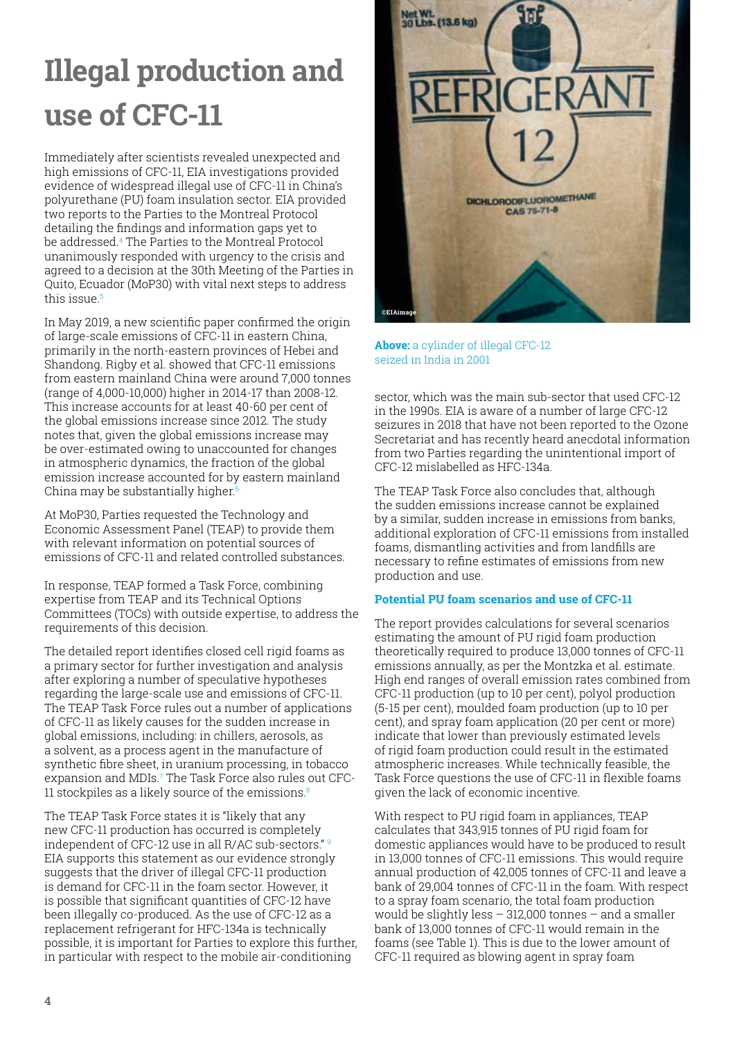# Illegal production and use of CFC-11

Immediately after scientists revealed unexpected and high emissions of CFC-11, EIA investigations provided evidence of widespread illegal use of CFC-11 in China's polyurethane (PU) foam insulation sector. EIA provided two reports to the Parties to the Montreal Protocol detailing the findings and information gaps yet to be addressed.[4] The Parties to the Montreal Protocol unanimously responded with urgency to the crisis and agreed to a decision at the 30th Meeting of the Parties in Quito, Ecuador (MoP30) with vital next steps to address this issue.[5]

In May 2019, a new scientific paper confirmed the origin of large-scale emissions of CFC-11 in eastern China, primarily in the north-eastern provinces of Hebei and Shandong. Rigby et al. showed that CFC-11 emissions from eastern mainland China were around 7,000 tonnes (range of 4,000-10,000) higher in 2014-17 than 2008-12. This increase accounts for at least 40-60 per cent of the global emissions increase since 2012. The study notes that, given the global emissions increase may be over-estimated owing to unaccounted for changes in atmospheric dynamics, the fraction of the global emission increase accounted for by eastern mainland China may be substantially higher.[6]

At MoP30, Parties requested the Technology and Economic Assessment Panel (TEAP) to provide them with relevant information on potential sources of emissions of CFC-11 and related controlled substances.

In response, TEAP formed a Task Force, combining expertise from TEAP and its Technical Options Committees (TOCs) with outside expertise, to address the requirements of this decision.

The detailed report identifies closed cell rigid foams as a primary sector for further investigation and analysis after exploring a number of speculative hypotheses regarding the large-scale use and emissions of CFC-11. The TEAP Task Force rules out a number of applications of CFC-11 as likely causes for the sudden increase in global emissions, including: in chillers, aerosols, as a solvent, as a process agent in the manufacture of synthetic fibre sheet, in uranium processing, in tobacco expansion and MDIs.[7] The Task Force also rules out CFC-11 stockpiles as a likely source of the emissions.[8]

The TEAP Task Force states it is "likely that any new CFC-11 production has occurred is completely independent of CFC-12 use in all R/AC sub-sectors." [9] EIA supports this statement as our evidence strongly suggests that the driver of illegal CFC-11 production is demand for CFC-11 in the foam sector. However, it is possible that significant quantities of CFC-12 have been illegally co-produced. As the use of CFC-12 as a replacement refrigerant for HFC-134a is technically possible, it is important for Parties to explore this further, in particular with respect to the mobile air-conditioning sector, which was the main sub-sector that used CFC-12 in the 1990s. EIA is aware of a number of large CFC-12 seizures in 2018 that have not been reported to the Ozone Secretariat and has recently heard anecdotal information from two Parties regarding the unintentional import of CFC-12 mislabelled as HFC-134a.

**Above:** a cylinder of illegal CFC-12 seized in India in 2001

The TEAP Task Force also concludes that, although the sudden emissions increase cannot be explained by a similar, sudden increase in emissions from banks, additional exploration of CFC-11 emissions from installed foams, dismantling activities and from landfills are necessary to refine estimates of emissions from new production and use.

### Potential PU foam scenarios and use of CFC-11

The report provides calculations for several scenarios estimating the amount of PU rigid foam production theoretically required to produce 13,000 tonnes of CFC-11 emissions annually, as per the Montzka et al. estimate. High end ranges of overall emission rates combined from CFC-11 production (up to 10 per cent), polyol production (5-15 per cent), moulded foam production (up to 10 per cent), and spray foam application (20 per cent or more) indicate that lower than previously estimated levels of rigid foam production could result in the estimated atmospheric increases. While technically feasible, the Task Force questions the use of CFC-11 in flexible foams given the lack of economic incentive.

With respect to PU rigid foam in appliances, TEAP calculates that 343,915 tonnes of PU rigid foam for domestic appliances would have to be produced to result in 13,000 tonnes of CFC-11 emissions. This would require annual production of 42,005 tonnes of CFC-11 and leave a bank of 29,004 tonnes of CFC-11 in the foam. With respect to a spray foam scenario, the total foam production would be slightly less – 312,000 tonnes – and a smaller bank of 13,000 tonnes of CFC-11 would remain in the foams (see Table 1). This is due to the lower amount of CFC-11 required as blowing agent in spray foam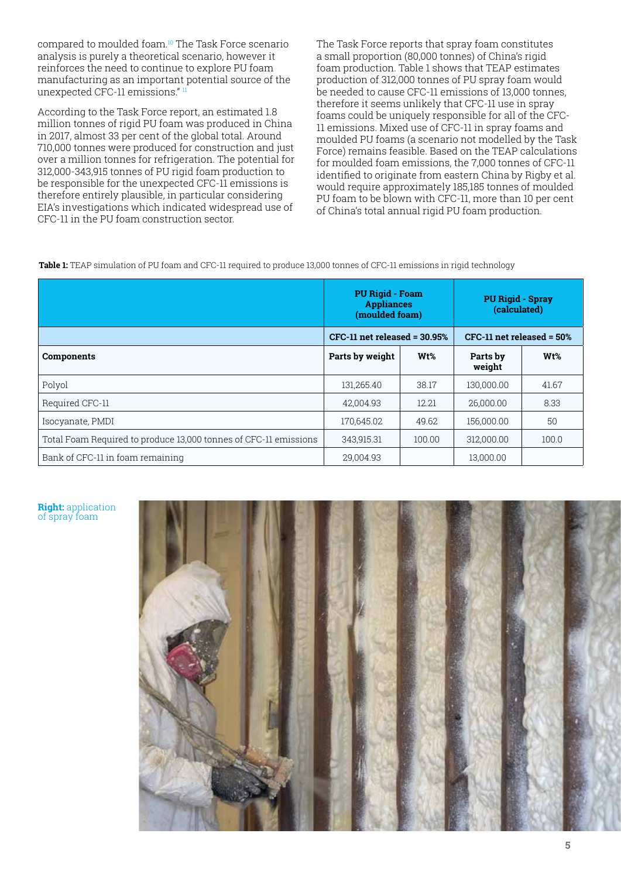compared to moulded foam.[10] The Task Force scenario analysis is purely a theoretical scenario, however it reinforces the need to continue to explore PU foam manufacturing as an important potential source of the unexpected CFC-11 emissions." [11]

According to the Task Force report, an estimated 1.8 million tonnes of rigid PU foam was produced in China in 2017, almost 33 per cent of the global total. Around 710,000 tonnes were produced for construction and just over a million tonnes for refrigeration. The potential for 312,000-343,915 tonnes of PU rigid foam production to be responsible for the unexpected CFC-11 emissions is therefore entirely plausible, in particular considering EIA's investigations which indicated widespread use of CFC-11 in the PU foam construction sector.

The Task Force reports that spray foam constitutes a small proportion (80,000 tonnes) of China's rigid foam production. Table 1 shows that TEAP estimates production of 312,000 tonnes of PU spray foam would be needed to cause CFC-11 emissions of 13,000 tonnes, therefore it seems unlikely that CFC-11 use in spray foams could be uniquely responsible for all of the CFC-11 emissions. Mixed use of CFC-11 in spray foams and moulded PU foams (a scenario not modelled by the Task Force) remains feasible. Based on the TEAP calculations for moulded foam emissions, the 7,000 tonnes of CFC-11 identified to originate from eastern China by Rigby et al. would require approximately 185,185 tonnes of moulded PU foam to be blown with CFC-11, more than 10 per cent of China's total annual rigid PU foam production.

**Table 1:** TEAP simulation of PU foam and CFC-11 required to produce 13,000 tonnes of CFC-11 emissions in rigid technology

| | PU Rigid - Foam Appliances (moulded foam) | | PU Rigid - Spray (calculated) | |
|---|---|---|---|---|
| | CFC-11 net released = 30.95% | | CFC-11 net released = 50% | |
| **Components** | **Parts by weight** | **Wt%** | **Parts by weight** | **Wt%** |
| Polyol | 131,265.40 | 38.17 | 130,000.00 | 41.67 |
| Required CFC-11 | 42,004.93 | 12.21 | 26,000.00 | 8.33 |
| Isocyanate, PMDI | 170,645.02 | 49.62 | 156,000.00 | 50 |
| Total Foam Required to produce 13,000 tonnes of CFC-11 emissions | 343,915.31 | 100.00 | 312,000.00 | 100.0 |
| Bank of CFC-11 in foam remaining | 29,004.93 | | 13,000.00 | |

**Right:** application of spray foam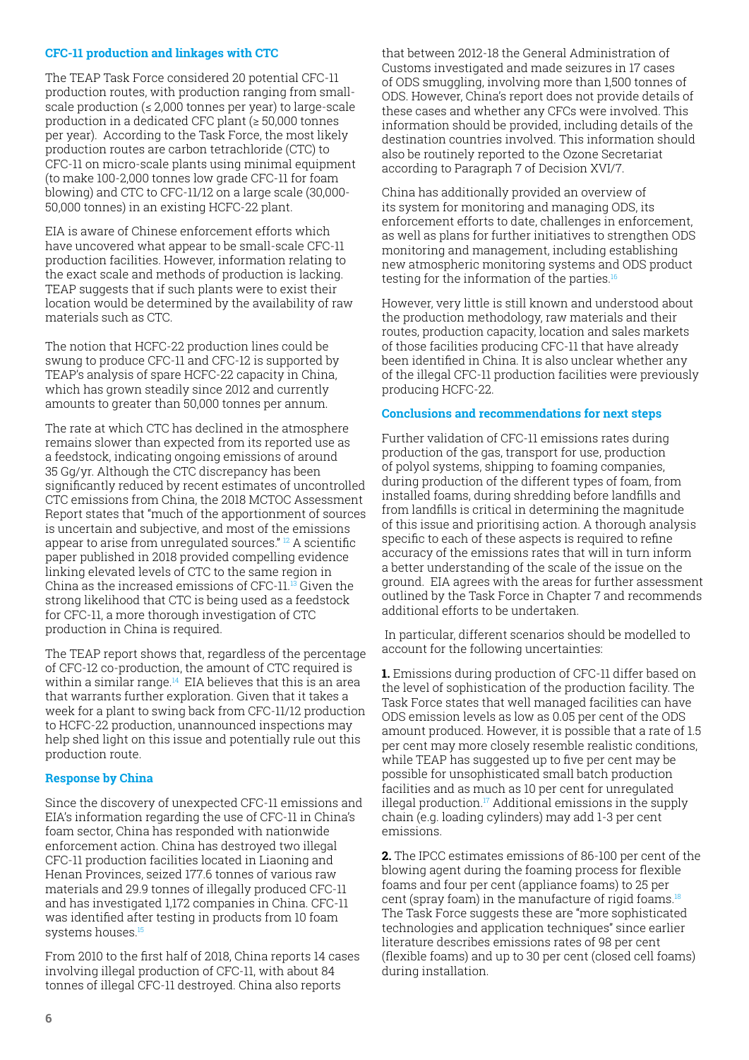### CFC-11 production and linkages with CTC

The TEAP Task Force considered 20 potential CFC-11 production routes, with production ranging from small-scale production (≤ 2,000 tonnes per year) to large-scale production in a dedicated CFC plant (≥ 50,000 tonnes per year). According to the Task Force, the most likely production routes are carbon tetrachloride (CTC) to CFC-11 on micro-scale plants using minimal equipment (to make 100-2,000 tonnes low grade CFC-11 for foam blowing) and CTC to CFC-11/12 on a large scale (30,000-50,000 tonnes) in an existing HCFC-22 plant.

EIA is aware of Chinese enforcement efforts which have uncovered what appear to be small-scale CFC-11 production facilities. However, information relating to the exact scale and methods of production is lacking. TEAP suggests that if such plants were to exist their location would be determined by the availability of raw materials such as CTC.

The notion that HCFC-22 production lines could be swung to produce CFC-11 and CFC-12 is supported by TEAP's analysis of spare HCFC-22 capacity in China, which has grown steadily since 2012 and currently amounts to greater than 50,000 tonnes per annum.

The rate at which CTC has declined in the atmosphere remains slower than expected from its reported use as a feedstock, indicating ongoing emissions of around 35 Gg/yr. Although the CTC discrepancy has been significantly reduced by recent estimates of uncontrolled CTC emissions from China, the 2018 MCTOC Assessment Report states that "much of the apportionment of sources is uncertain and subjective, and most of the emissions appear to arise from unregulated sources." [12] A scientific paper published in 2018 provided compelling evidence linking elevated levels of CTC to the same region in China as the increased emissions of CFC-11.[13] Given the strong likelihood that CTC is being used as a feedstock for CFC-11, a more thorough investigation of CTC production in China is required.

The TEAP report shows that, regardless of the percentage of CFC-12 co-production, the amount of CTC required is within a similar range.[14] EIA believes that this is an area that warrants further exploration. Given that it takes a week for a plant to swing back from CFC-11/12 production to HCFC-22 production, unannounced inspections may help shed light on this issue and potentially rule out this production route.

### Response by China

Since the discovery of unexpected CFC-11 emissions and EIA's information regarding the use of CFC-11 in China's foam sector, China has responded with nationwide enforcement action. China has destroyed two illegal CFC-11 production facilities located in Liaoning and Henan Provinces, seized 177.6 tonnes of various raw materials and 29.9 tonnes of illegally produced CFC-11 and has investigated 1,172 companies in China. CFC-11 was identified after testing in products from 10 foam systems houses.[15]

From 2010 to the first half of 2018, China reports 14 cases involving illegal production of CFC-11, with about 84 tonnes of illegal CFC-11 destroyed. China also reports that between 2012-18 the General Administration of Customs investigated and made seizures in 17 cases of ODS smuggling, involving more than 1,500 tonnes of ODS. However, China's report does not provide details of these cases and whether any CFCs were involved. This information should be provided, including details of the destination countries involved. This information should also be routinely reported to the Ozone Secretariat according to Paragraph 7 of Decision XVI/7.

China has additionally provided an overview of its system for monitoring and managing ODS, its enforcement efforts to date, challenges in enforcement, as well as plans for further initiatives to strengthen ODS monitoring and management, including establishing new atmospheric monitoring systems and ODS product testing for the information of the parties.[16]

However, very little is still known and understood about the production methodology, raw materials and their routes, production capacity, location and sales markets of those facilities producing CFC-11 that have already been identified in China. It is also unclear whether any of the illegal CFC-11 production facilities were previously producing HCFC-22.

### Conclusions and recommendations for next steps

Further validation of CFC-11 emissions rates during production of the gas, transport for use, production of polyol systems, shipping to foaming companies, during production of the different types of foam, from installed foams, during shredding before landfills and from landfills is critical in determining the magnitude of this issue and prioritising action. A thorough analysis specific to each of these aspects is required to refine accuracy of the emissions rates that will in turn inform a better understanding of the scale of the issue on the ground. EIA agrees with the areas for further assessment outlined by the Task Force in Chapter 7 and recommends additional efforts to be undertaken.

In particular, different scenarios should be modelled to account for the following uncertainties:

**1.** Emissions during production of CFC-11 differ based on the level of sophistication of the production facility. The Task Force states that well managed facilities can have ODS emission levels as low as 0.05 per cent of the ODS amount produced. However, it is possible that a rate of 1.5 per cent may more closely resemble realistic conditions, while TEAP has suggested up to five per cent may be possible for unsophisticated small batch production facilities and as much as 10 per cent for unregulated illegal production.[17] Additional emissions in the supply chain (e.g. loading cylinders) may add 1-3 per cent emissions.

**2.** The IPCC estimates emissions of 86-100 per cent of the blowing agent during the foaming process for flexible foams and four per cent (appliance foams) to 25 per cent (spray foam) in the manufacture of rigid foams.[18] The Task Force suggests these are "more sophisticated technologies and application techniques" since earlier literature describes emissions rates of 98 per cent (flexible foams) and up to 30 per cent (closed cell foams) during installation.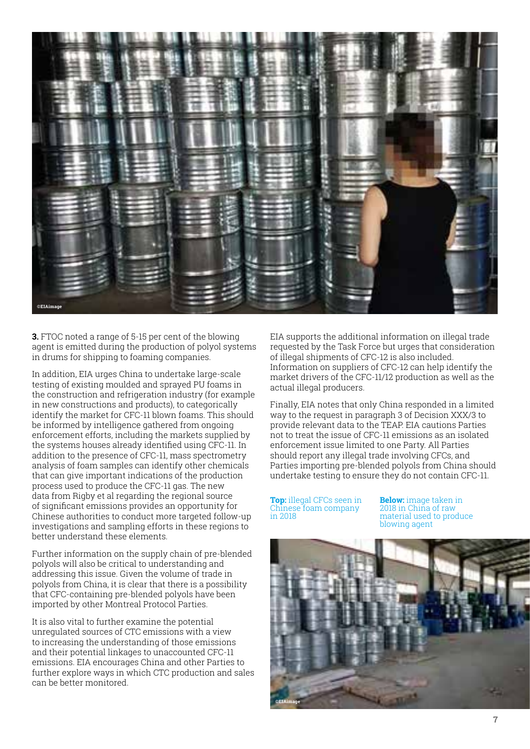**3.** FTOC noted a range of 5-15 per cent of the blowing agent is emitted during the production of polyol systems in drums for shipping to foaming companies.

In addition, EIA urges China to undertake large-scale testing of existing moulded and sprayed PU foams in the construction and refrigeration industry (for example in new constructions and products), to categorically identify the market for CFC-11 blown foams. This should be informed by intelligence gathered from ongoing enforcement efforts, including the markets supplied by the systems houses already identified using CFC-11. In addition to the presence of CFC-11, mass spectrometry analysis of foam samples can identify other chemicals that can give important indications of the production process used to produce the CFC-11 gas. The new data from Rigby et al regarding the regional source of significant emissions provides an opportunity for Chinese authorities to conduct more targeted follow-up investigations and sampling efforts in these regions to better understand these elements.

Further information on the supply chain of pre-blended polyols will also be critical to understanding and addressing this issue. Given the volume of trade in polyols from China, it is clear that there is a possibility that CFC-containing pre-blended polyols have been imported by other Montreal Protocol Parties.

It is also vital to further examine the potential unregulated sources of CTC emissions with a view to increasing the understanding of those emissions and their potential linkages to unaccounted CFC-11 emissions. EIA encourages China and other Parties to further explore ways in which CTC production and sales can be better monitored.

EIA supports the additional information on illegal trade requested by the Task Force but urges that consideration of illegal shipments of CFC-12 is also included. Information on suppliers of CFC-12 can help identify the market drivers of the CFC-11/12 production as well as the actual illegal producers.

Finally, EIA notes that only China responded in a limited way to the request in paragraph 3 of Decision XXX/3 to provide relevant data to the TEAP. EIA cautions Parties not to treat the issue of CFC-11 emissions as an isolated enforcement issue limited to one Party. All Parties should report any illegal trade involving CFCs, and Parties importing pre-blended polyols from China should undertake testing to ensure they do not contain CFC-11.

**Top:** illegal CFCs seen in Chinese foam company in 2018

**Below:** image taken in 2018 in China of raw material used to produce blowing agent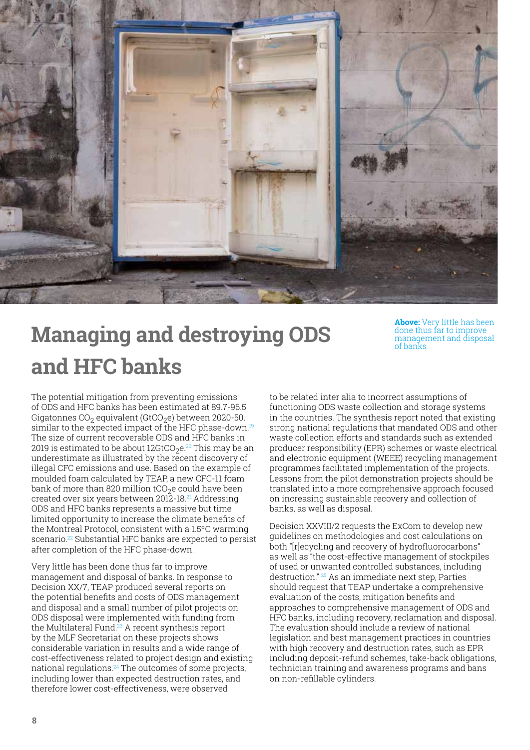# Managing and destroying ODS and HFC banks

**Above:** Very little has been done thus far to improve management and disposal of banks

The potential mitigation from preventing emissions of ODS and HFC banks has been estimated at 89.7-96.5 Gigatonnes $CO_2$ equivalent ($GtCO_2e$) between 2020-50, similar to the expected impact of the HFC phase-down.[19] The size of current recoverable ODS and HFC banks in 2019 is estimated to be about $12GtCO_2e$.[20] This may be an underestimate as illustrated by the recent discovery of illegal CFC emissions and use. Based on the example of moulded foam calculated by TEAP, a new CFC-11 foam bank of more than 820 million $tCO_2e$ could have been created over six years between 2012-18.[21] Addressing ODS and HFC banks represents a massive but time limited opportunity to increase the climate benefits of the Montreal Protocol, consistent with a 1.5°C warming scenario.[22] Substantial HFC banks are expected to persist after completion of the HFC phase-down.

Very little has been done thus far to improve management and disposal of banks. In response to Decision XX/7, TEAP produced several reports on the potential benefits and costs of ODS management and disposal and a small number of pilot projects on ODS disposal were implemented with funding from the Multilateral Fund.[23] A recent synthesis report by the MLF Secretariat on these projects shows considerable variation in results and a wide range of cost-effectiveness related to project design and existing national regulations.[24] The outcomes of some projects, including lower than expected destruction rates, and therefore lower cost-effectiveness, were observed to be related inter alia to incorrect assumptions of functioning ODS waste collection and storage systems in the countries. The synthesis report noted that existing strong national regulations that mandated ODS and other waste collection efforts and standards such as extended producer responsibility (EPR) schemes or waste electrical and electronic equipment (WEEE) recycling management programmes facilitated implementation of the projects. Lessons from the pilot demonstration projects should be translated into a more comprehensive approach focused on increasing sustainable recovery and collection of banks, as well as disposal.

Decision XXVIII/2 requests the ExCom to develop new guidelines on methodologies and cost calculations on both "[r]ecycling and recovery of hydrofluorocarbons" as well as "the cost-effective management of stockpiles of used or unwanted controlled substances, including destruction." [25] As an immediate next step, Parties should request that TEAP undertake a comprehensive evaluation of the costs, mitigation benefits and approaches to comprehensive management of ODS and HFC banks, including recovery, reclamation and disposal. The evaluation should include a review of national legislation and best management practices in countries with high recovery and destruction rates, such as EPR including deposit-refund schemes, take-back obligations, technician training and awareness programs and bans on non-refillable cylinders.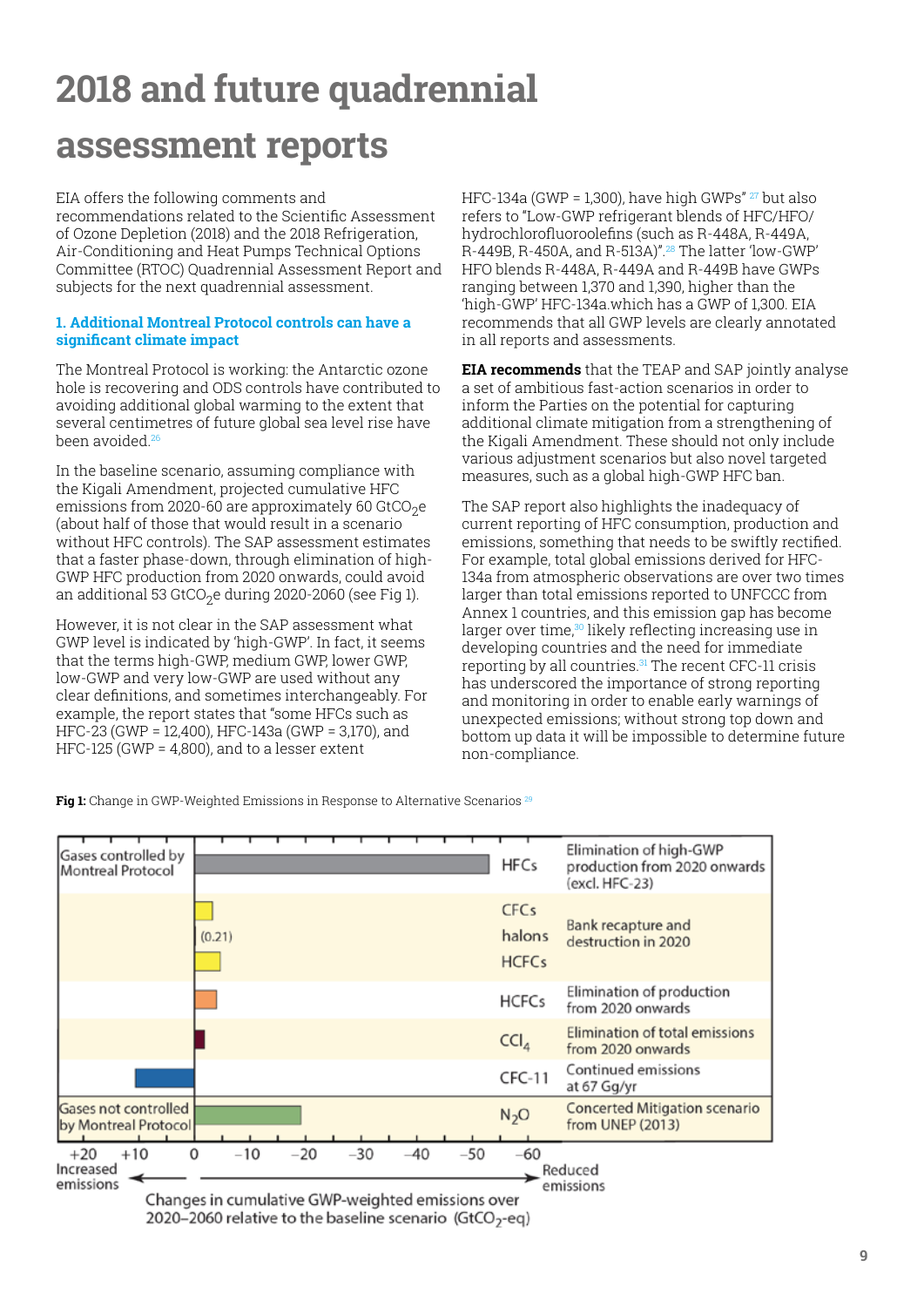# 2018 and future quadrennial assessment reports

EIA offers the following comments and recommendations related to the Scientific Assessment of Ozone Depletion (2018) and the 2018 Refrigeration, Air-Conditioning and Heat Pumps Technical Options Committee (RTOC) Quadrennial Assessment Report and subjects for the next quadrennial assessment.

### 1. Additional Montreal Protocol controls can have a significant climate impact

The Montreal Protocol is working: the Antarctic ozone hole is recovering and ODS controls have contributed to avoiding additional global warming to the extent that several centimetres of future global sea level rise have been avoided.[26]

In the baseline scenario, assuming compliance with the Kigali Amendment, projected cumulative HFC emissions from 2020-60 are approximately 60 $GtCO_2e$ (about half of those that would result in a scenario without HFC controls). The SAP assessment estimates that a faster phase-down, through elimination of high-GWP HFC production from 2020 onwards, could avoid an additional 53 $GtCO_2e$ during 2020-2060 (see Fig 1).

However, it is not clear in the SAP assessment what GWP level is indicated by 'high-GWP'. In fact, it seems that the terms high-GWP, medium GWP, lower GWP, low-GWP and very low-GWP are used without any clear definitions, and sometimes interchangeably. For example, the report states that "some HFCs such as HFC-23 (GWP = 12,400), HFC-143a (GWP = 3,170), and HFC-125 (GWP = 4,800), and to a lesser extent HFC-134a (GWP = 1,300), have high GWPs" [27] but also refers to "Low-GWP refrigerant blends of HFC/HFO/hydrochlorofluoroolefins (such as R-448A, R-449A, R-449B, R-450A, and R-513A)".[28] The latter 'low-GWP' HFO blends R-448A, R-449A and R-449B have GWPs ranging between 1,370 and 1,390, higher than the 'high-GWP' HFC-134a.which has a GWP of 1,300. EIA recommends that all GWP levels are clearly annotated in all reports and assessments.

**EIA recommends** that the TEAP and SAP jointly analyse a set of ambitious fast-action scenarios in order to inform the Parties on the potential for capturing additional climate mitigation from a strengthening of the Kigali Amendment. These should not only include various adjustment scenarios but also novel targeted measures, such as a global high-GWP HFC ban.

The SAP report also highlights the inadequacy of current reporting of HFC consumption, production and emissions, something that needs to be swiftly rectified. For example, total global emissions derived for HFC-134a from atmospheric observations are over two times larger than total emissions reported to UNFCCC from Annex 1 countries, and this emission gap has become larger over time,[30] likely reflecting increasing use in developing countries and the need for immediate reporting by all countries.[31] The recent CFC-11 crisis has underscored the importance of strong reporting and monitoring in order to enable early warnings of unexpected emissions; without strong top down and bottom up data it will be impossible to determine future non-compliance.

**Fig 1:** Change in GWP-Weighted Emissions in Response to Alternative Scenarios [29]

| Category | Gas | Scenario |
|---|---|---|
| Gases controlled by Montreal Protocol | HFCs | Elimination of high-GWP production from 2020 onwards (excl. HFC-23) |
| | CFCs, halons (0.21), HCFCs | Bank recapture and destruction in 2020 |
| | HCFCs | Elimination of production from 2020 onwards |
| | $CCl_4$ | Elimination of total emissions from 2020 onwards |
| | CFC-11 | Continued emissions at 67 Gg/yr |
| Gases not controlled by Montreal Protocol | $N_2O$ | Concerted Mitigation scenario from UNEP (2013) |

Changes in cumulative GWP-weighted emissions over 2020–2060 relative to the baseline scenario ($GtCO_2$-eq) — axis from +20 (Increased emissions) to −60 (Reduced emissions)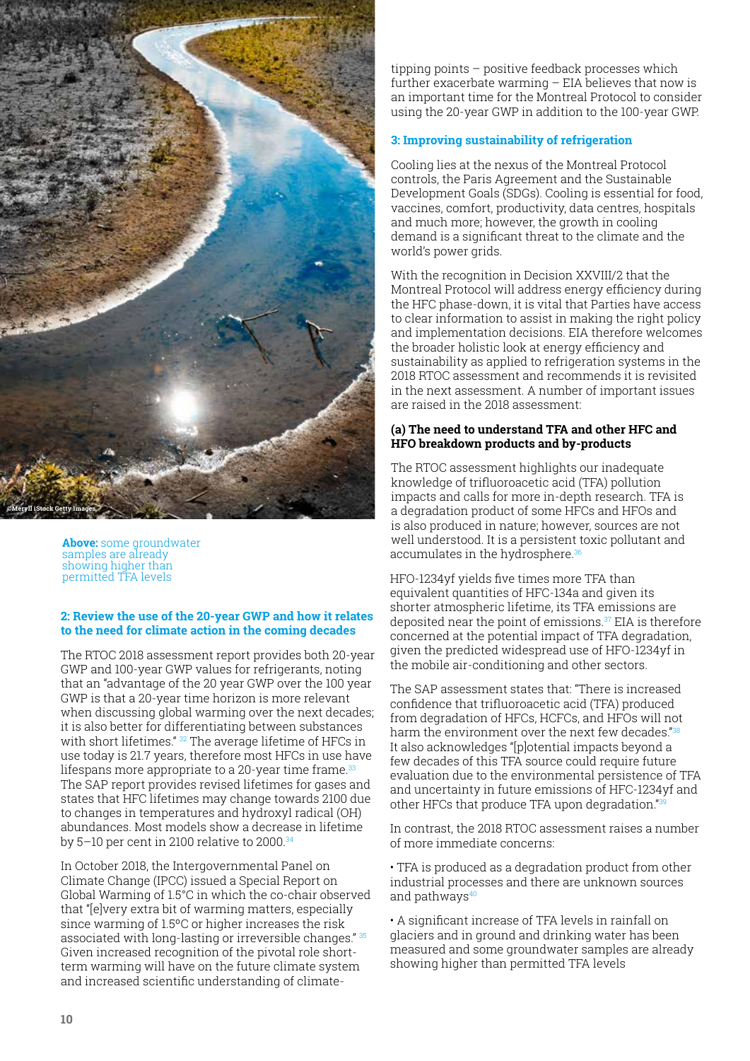©Meryll iStock Getty Images

**Above:** some groundwater samples are already showing higher than permitted TFA levels

### 2: Review the use of the 20-year GWP and how it relates to the need for climate action in the coming decades

The RTOC 2018 assessment report provides both 20-year GWP and 100-year GWP values for refrigerants, noting that an "advantage of the 20 year GWP over the 100 year GWP is that a 20-year time horizon is more relevant when discussing global warming over the next decades; it is also better for differentiating between substances with short lifetimes."[32] The average lifetime of HFCs in use today is 21.7 years, therefore most HFCs in use have lifespans more appropriate to a 20-year time frame.[33] The SAP report provides revised lifetimes for gases and states that HFC lifetimes may change towards 2100 due to changes in temperatures and hydroxyl radical (OH) abundances. Most models show a decrease in lifetime by 5–10 per cent in 2100 relative to 2000.[34]

In October 2018, the Intergovernmental Panel on Climate Change (IPCC) issued a Special Report on Global Warming of 1.5°C in which the co-chair observed that "[e]very extra bit of warming matters, especially since warming of 1.5°C or higher increases the risk associated with long-lasting or irreversible changes."[35] Given increased recognition of the pivotal role short-term warming will have on the future climate system and increased scientific understanding of climate-tipping points – positive feedback processes which further exacerbate warming – EIA believes that now is an important time for the Montreal Protocol to consider using the 20-year GWP in addition to the 100-year GWP.

### 3: Improving sustainability of refrigeration

Cooling lies at the nexus of the Montreal Protocol controls, the Paris Agreement and the Sustainable Development Goals (SDGs). Cooling is essential for food, vaccines, comfort, productivity, data centres, hospitals and much more; however, the growth in cooling demand is a significant threat to the climate and the world's power grids.

With the recognition in Decision XXVIII/2 that the Montreal Protocol will address energy efficiency during the HFC phase-down, it is vital that Parties have access to clear information to assist in making the right policy and implementation decisions. EIA therefore welcomes the broader holistic look at energy efficiency and sustainability as applied to refrigeration systems in the 2018 RTOC assessment and recommends it is revisited in the next assessment. A number of important issues are raised in the 2018 assessment:

#### (a) The need to understand TFA and other HFC and HFO breakdown products and by-products

The RTOC assessment highlights our inadequate knowledge of trifluoroacetic acid (TFA) pollution impacts and calls for more in-depth research. TFA is a degradation product of some HFCs and HFOs and is also produced in nature; however, sources are not well understood. It is a persistent toxic pollutant and accumulates in the hydrosphere.[36]

HFO-1234yf yields five times more TFA than equivalent quantities of HFC-134a and given its shorter atmospheric lifetime, its TFA emissions are deposited near the point of emissions.[37] EIA is therefore concerned at the potential impact of TFA degradation, given the predicted widespread use of HFO-1234yf in the mobile air-conditioning and other sectors.

The SAP assessment states that: "There is increased confidence that trifluoroacetic acid (TFA) produced from degradation of HFCs, HCFCs, and HFOs will not harm the environment over the next few decades."[38] It also acknowledges "[p]otential impacts beyond a few decades of this TFA source could require future evaluation due to the environmental persistence of TFA and uncertainty in future emissions of HFC-1234yf and other HFCs that produce TFA upon degradation."[39]

In contrast, the 2018 RTOC assessment raises a number of more immediate concerns:

- TFA is produced as a degradation product from other industrial processes and there are unknown sources and pathways[40]
- A significant increase of TFA levels in rainfall on glaciers and in ground and drinking water has been measured and some groundwater samples are already showing higher than permitted TFA levels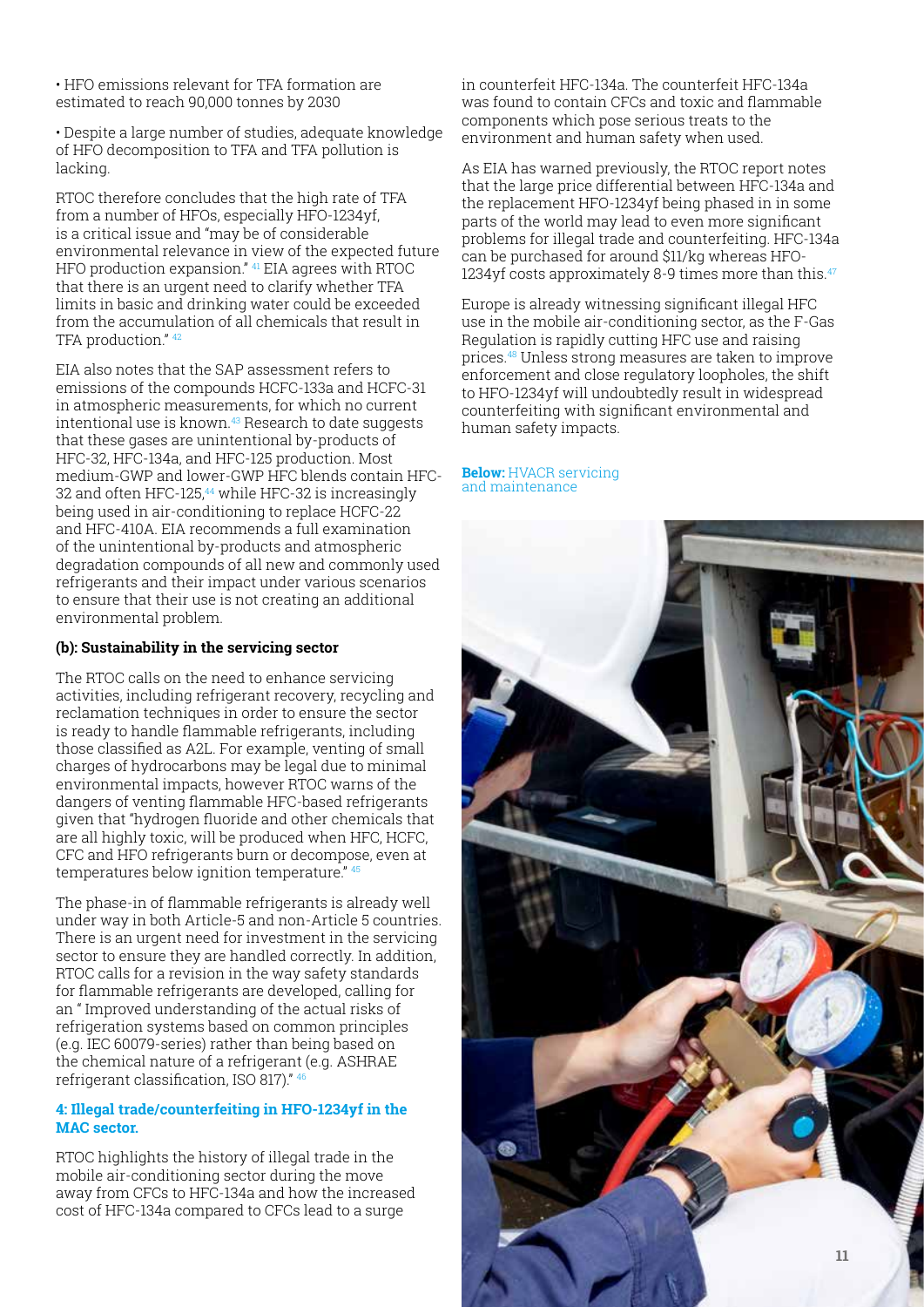- HFO emissions relevant for TFA formation are estimated to reach 90,000 tonnes by 2030

- Despite a large number of studies, adequate knowledge of HFO decomposition to TFA and TFA pollution is lacking.

RTOC therefore concludes that the high rate of TFA from a number of HFOs, especially HFO-1234yf, is a critical issue and "may be of considerable environmental relevance in view of the expected future HFO production expansion." [41] EIA agrees with RTOC that there is an urgent need to clarify whether TFA limits in basic and drinking water could be exceeded from the accumulation of all chemicals that result in TFA production." [42]

EIA also notes that the SAP assessment refers to emissions of the compounds HCFC-133a and HCFC-31 in atmospheric measurements, for which no current intentional use is known.[43] Research to date suggests that these gases are unintentional by-products of HFC-32, HFC-134a, and HFC-125 production. Most medium-GWP and lower-GWP HFC blends contain HFC-32 and often HFC-125,[44] while HFC-32 is increasingly being used in air-conditioning to replace HCFC-22 and HFC-410A. EIA recommends a full examination of the unintentional by-products and atmospheric degradation compounds of all new and commonly used refrigerants and their impact under various scenarios to ensure that their use is not creating an additional environmental problem.

**(b): Sustainability in the servicing sector**

The RTOC calls on the need to enhance servicing activities, including refrigerant recovery, recycling and reclamation techniques in order to ensure the sector is ready to handle flammable refrigerants, including those classified as A2L. For example, venting of small charges of hydrocarbons may be legal due to minimal environmental impacts, however RTOC warns of the dangers of venting flammable HFC-based refrigerants given that "hydrogen fluoride and other chemicals that are all highly toxic, will be produced when HFC, HCFC, CFC and HFO refrigerants burn or decompose, even at temperatures below ignition temperature." [45]

The phase-in of flammable refrigerants is already well under way in both Article-5 and non-Article 5 countries. There is an urgent need for investment in the servicing sector to ensure they are handled correctly. In addition, RTOC calls for a revision in the way safety standards for flammable refrigerants are developed, calling for an " Improved understanding of the actual risks of refrigeration systems based on common principles (e.g. IEC 60079-series) rather than being based on the chemical nature of a refrigerant (e.g. ASHRAE refrigerant classification, ISO 817)." [46]

**4: Illegal trade/counterfeiting in HFO-1234yf in the MAC sector.**

RTOC highlights the history of illegal trade in the mobile air-conditioning sector during the move away from CFCs to HFC-134a and how the increased cost of HFC-134a compared to CFCs lead to a surge in counterfeit HFC-134a. The counterfeit HFC-134a was found to contain CFCs and toxic and flammable components which pose serious treats to the environment and human safety when used.

As EIA has warned previously, the RTOC report notes that the large price differential between HFC-134a and the replacement HFO-1234yf being phased in in some parts of the world may lead to even more significant problems for illegal trade and counterfeiting. HFC-134a can be purchased for around $11/kg whereas HFO-1234yf costs approximately 8-9 times more than this.[47]

Europe is already witnessing significant illegal HFC use in the mobile air-conditioning sector, as the F-Gas Regulation is rapidly cutting HFC use and raising prices.[48] Unless strong measures are taken to improve enforcement and close regulatory loopholes, the shift to HFO-1234yf will undoubtedly result in widespread counterfeiting with significant environmental and human safety impacts.

**Below:** HVACR servicing and maintenance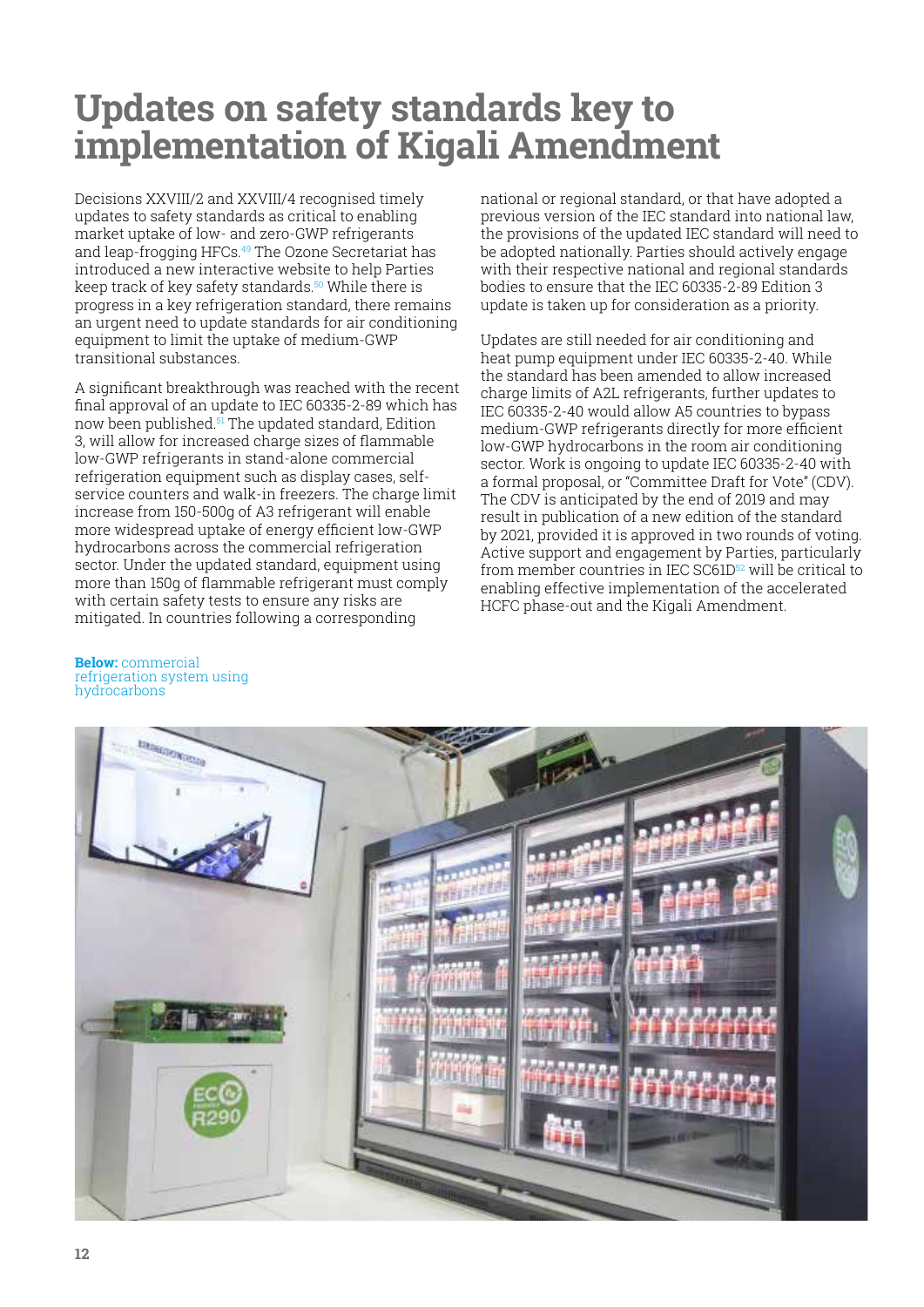# Updates on safety standards key to implementation of Kigali Amendment

Decisions XXVIII/2 and XXVIII/4 recognised timely updates to safety standards as critical to enabling market uptake of low- and zero-GWP refrigerants and leap-frogging HFCs.[49] The Ozone Secretariat has introduced a new interactive website to help Parties keep track of key safety standards.[50] While there is progress in a key refrigeration standard, there remains an urgent need to update standards for air conditioning equipment to limit the uptake of medium-GWP transitional substances.

A significant breakthrough was reached with the recent final approval of an update to IEC 60335-2-89 which has now been published.[51] The updated standard, Edition 3, will allow for increased charge sizes of flammable low-GWP refrigerants in stand-alone commercial refrigeration equipment such as display cases, self-service counters and walk-in freezers. The charge limit increase from 150-500g of A3 refrigerant will enable more widespread uptake of energy efficient low-GWP hydrocarbons across the commercial refrigeration sector. Under the updated standard, equipment using more than 150g of flammable refrigerant must comply with certain safety tests to ensure any risks are mitigated. In countries following a corresponding national or regional standard, or that have adopted a previous version of the IEC standard into national law, the provisions of the updated IEC standard will need to be adopted nationally. Parties should actively engage with their respective national and regional standards bodies to ensure that the IEC 60335-2-89 Edition 3 update is taken up for consideration as a priority.

Updates are still needed for air conditioning and heat pump equipment under IEC 60335-2-40. While the standard has been amended to allow increased charge limits of A2L refrigerants, further updates to IEC 60335-2-40 would allow A5 countries to bypass medium-GWP refrigerants directly for more efficient low-GWP hydrocarbons in the room air conditioning sector. Work is ongoing to update IEC 60335-2-40 with a formal proposal, or "Committee Draft for Vote" (CDV). The CDV is anticipated by the end of 2019 and may result in publication of a new edition of the standard by 2021, provided it is approved in two rounds of voting. Active support and engagement by Parties, particularly from member countries in IEC SC61D[52] will be critical to enabling effective implementation of the accelerated HCFC phase-out and the Kigali Amendment.

**Below:** commercial refrigeration system using hydrocarbons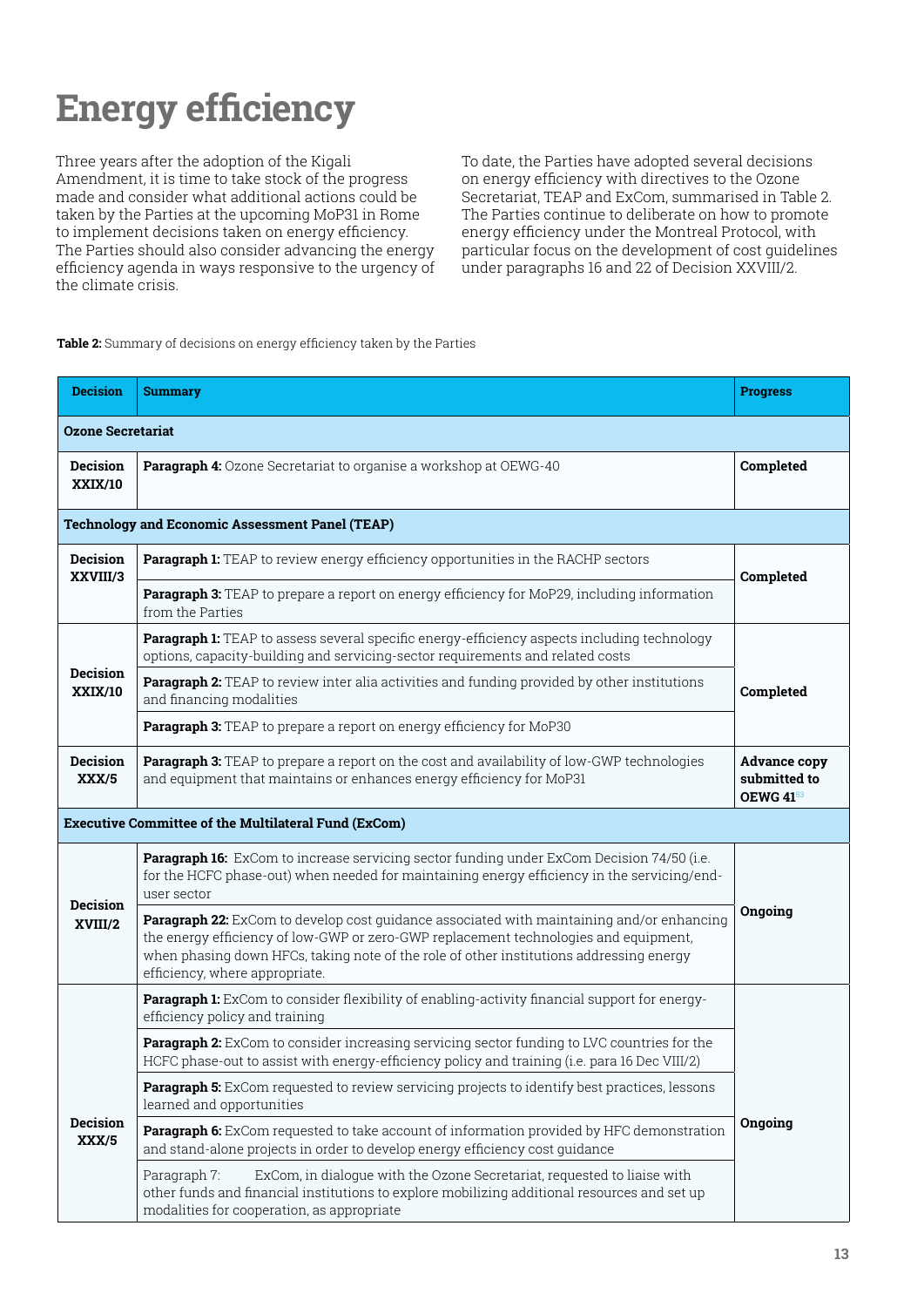# Energy efficiency

Three years after the adoption of the Kigali Amendment, it is time to take stock of the progress made and consider what additional actions could be taken by the Parties at the upcoming MoP31 in Rome to implement decisions taken on energy efficiency. The Parties should also consider advancing the energy efficiency agenda in ways responsive to the urgency of the climate crisis.

To date, the Parties have adopted several decisions on energy efficiency with directives to the Ozone Secretariat, TEAP and ExCom, summarised in Table 2. The Parties continue to deliberate on how to promote energy efficiency under the Montreal Protocol, with particular focus on the development of cost guidelines under paragraphs 16 and 22 of Decision XXVIII/2.

**Table 2:** Summary of decisions on energy efficiency taken by the Parties

| Decision | Summary | Progress |
|---|---|---|
| **Ozone Secretariat** | | |
| **Decision XXIX/10** | **Paragraph 4:** Ozone Secretariat to organise a workshop at OEWG-40 | **Completed** |
| **Technology and Economic Assessment Panel (TEAP)** | | |
| **Decision XXVIII/3** | **Paragraph 1:** TEAP to review energy efficiency opportunities in the RACHP sectors | **Completed** |
| | **Paragraph 3:** TEAP to prepare a report on energy efficiency for MoP29, including information from the Parties | |
| **Decision XXIX/10** | **Paragraph 1:** TEAP to assess several specific energy-efficiency aspects including technology options, capacity-building and servicing-sector requirements and related costs | **Completed** |
| | **Paragraph 2:** TEAP to review inter alia activities and funding provided by other institutions and financing modalities | |
| | **Paragraph 3:** TEAP to prepare a report on energy efficiency for MoP30 | |
| **Decision XXX/5** | **Paragraph 3:** TEAP to prepare a report on the cost and availability of low-GWP technologies and equipment that maintains or enhances energy efficiency for MoP31 | **Advance copy submitted to OEWG 41**[53] |
| **Executive Committee of the Multilateral Fund (ExCom)** | | |
| **Decision XVIII/2** | **Paragraph 16:** ExCom to increase servicing sector funding under ExCom Decision 74/50 (i.e. for the HCFC phase-out) when needed for maintaining energy efficiency in the servicing/end-user sector | **Ongoing** |
| | **Paragraph 22:** ExCom to develop cost guidance associated with maintaining and/or enhancing the energy efficiency of low-GWP or zero-GWP replacement technologies and equipment, when phasing down HFCs, taking note of the role of other institutions addressing energy efficiency, where appropriate. | |
| **Decision XXX/5** | **Paragraph 1:** ExCom to consider flexibility of enabling-activity financial support for energy-efficiency policy and training | **Ongoing** |
| | **Paragraph 2:** ExCom to consider increasing servicing sector funding to LVC countries for the HCFC phase-out to assist with energy-efficiency policy and training (i.e. para 16 Dec VIII/2) | |
| | **Paragraph 5:** ExCom requested to review servicing projects to identify best practices, lessons learned and opportunities | |
| | **Paragraph 6:** ExCom requested to take account of information provided by HFC demonstration and stand-alone projects in order to develop energy efficiency cost guidance | |
| | Paragraph 7: ExCom, in dialogue with the Ozone Secretariat, requested to liaise with other funds and financial institutions to explore mobilizing additional resources and set up modalities for cooperation, as appropriate | |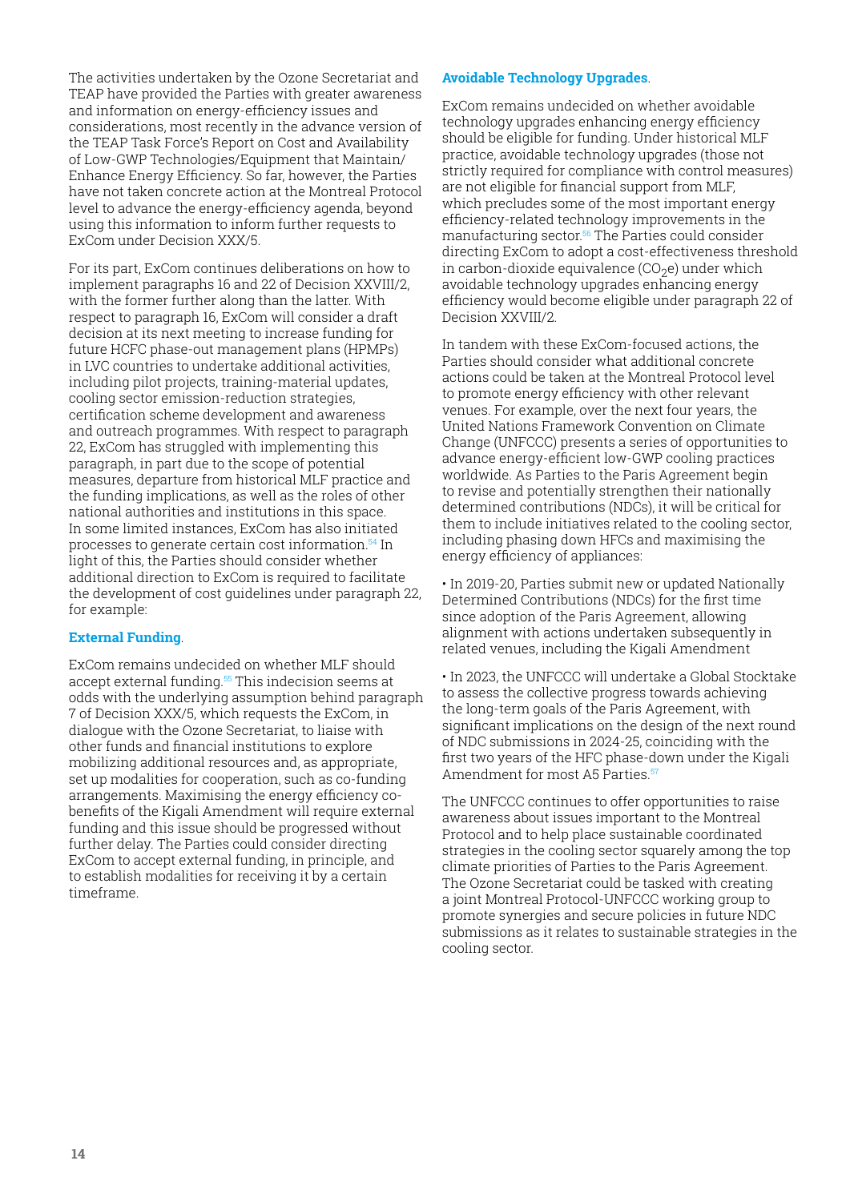The activities undertaken by the Ozone Secretariat and TEAP have provided the Parties with greater awareness and information on energy-efficiency issues and considerations, most recently in the advance version of the TEAP Task Force's Report on Cost and Availability of Low-GWP Technologies/Equipment that Maintain/Enhance Energy Efficiency. So far, however, the Parties have not taken concrete action at the Montreal Protocol level to advance the energy-efficiency agenda, beyond using this information to inform further requests to ExCom under Decision XXX/5.

For its part, ExCom continues deliberations on how to implement paragraphs 16 and 22 of Decision XXVIII/2, with the former further along than the latter. With respect to paragraph 16, ExCom will consider a draft decision at its next meeting to increase funding for future HCFC phase-out management plans (HPMPs) in LVC countries to undertake additional activities, including pilot projects, training-material updates, cooling sector emission-reduction strategies, certification scheme development and awareness and outreach programmes. With respect to paragraph 22, ExCom has struggled with implementing this paragraph, in part due to the scope of potential measures, departure from historical MLF practice and the funding implications, as well as the roles of other national authorities and institutions in this space. In some limited instances, ExCom has also initiated processes to generate certain cost information.[54] In light of this, the Parties should consider whether additional direction to ExCom is required to facilitate the development of cost guidelines under paragraph 22, for example:

**External Funding**.

ExCom remains undecided on whether MLF should accept external funding.[55] This indecision seems at odds with the underlying assumption behind paragraph 7 of Decision XXX/5, which requests the ExCom, in dialogue with the Ozone Secretariat, to liaise with other funds and financial institutions to explore mobilizing additional resources and, as appropriate, set up modalities for cooperation, such as co-funding arrangements. Maximising the energy efficiency co-benefits of the Kigali Amendment will require external funding and this issue should be progressed without further delay. The Parties could consider directing ExCom to accept external funding, in principle, and to establish modalities for receiving it by a certain timeframe.

**Avoidable Technology Upgrades**.

ExCom remains undecided on whether avoidable technology upgrades enhancing energy efficiency should be eligible for funding. Under historical MLF practice, avoidable technology upgrades (those not strictly required for compliance with control measures) are not eligible for financial support from MLF, which precludes some of the most important energy efficiency-related technology improvements in the manufacturing sector.[56] The Parties could consider directing ExCom to adopt a cost-effectiveness threshold in carbon-dioxide equivalence ($CO_2e$) under which avoidable technology upgrades enhancing energy efficiency would become eligible under paragraph 22 of Decision XXVIII/2.

In tandem with these ExCom-focused actions, the Parties should consider what additional concrete actions could be taken at the Montreal Protocol level to promote energy efficiency with other relevant venues. For example, over the next four years, the United Nations Framework Convention on Climate Change (UNFCCC) presents a series of opportunities to advance energy-efficient low-GWP cooling practices worldwide. As Parties to the Paris Agreement begin to revise and potentially strengthen their nationally determined contributions (NDCs), it will be critical for them to include initiatives related to the cooling sector, including phasing down HFCs and maximising the energy efficiency of appliances:

- In 2019-20, Parties submit new or updated Nationally Determined Contributions (NDCs) for the first time since adoption of the Paris Agreement, allowing alignment with actions undertaken subsequently in related venues, including the Kigali Amendment

- In 2023, the UNFCCC will undertake a Global Stocktake to assess the collective progress towards achieving the long-term goals of the Paris Agreement, with significant implications on the design of the next round of NDC submissions in 2024-25, coinciding with the first two years of the HFC phase-down under the Kigali Amendment for most A5 Parties.[57]

The UNFCCC continues to offer opportunities to raise awareness about issues important to the Montreal Protocol and to help place sustainable coordinated strategies in the cooling sector squarely among the top climate priorities of Parties to the Paris Agreement. The Ozone Secretariat could be tasked with creating a joint Montreal Protocol-UNFCCC working group to promote synergies and secure policies in future NDC submissions as it relates to sustainable strategies in the cooling sector.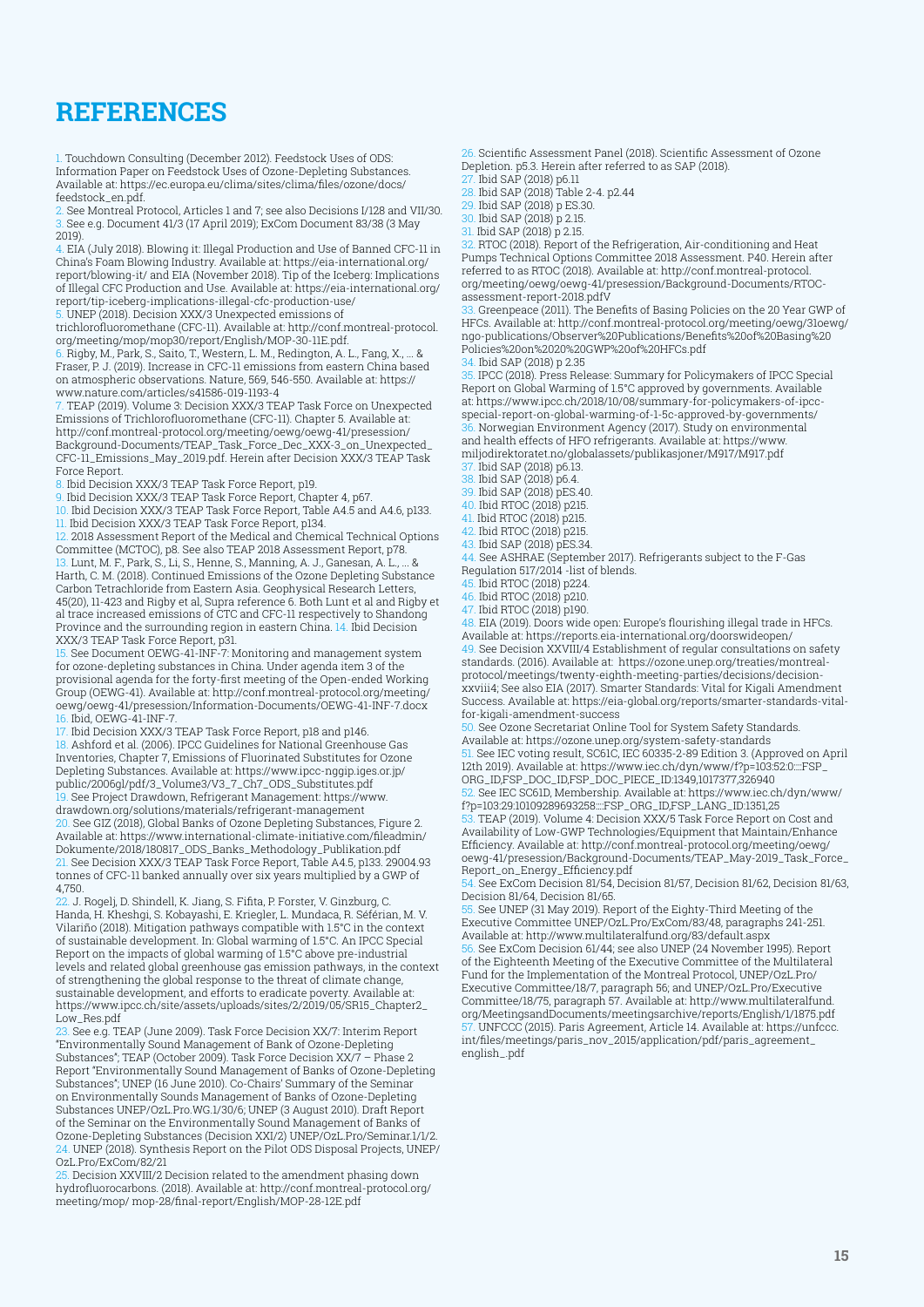# REFERENCES

1. Touchdown Consulting (December 2012). Feedstock Uses of ODS: Information Paper on Feedstock Uses of Ozone-Depleting Substances. Available at: https://ec.europa.eu/clima/sites/clima/files/ozone/docs/feedstock_en.pdf.
2. See Montreal Protocol, Articles 1 and 7; see also Decisions I/128 and VII/30.
3. See e.g. Document 41/3 (17 April 2019); ExCom Document 83/38 (3 May 2019).
4. EIA (July 2018). Blowing it: Illegal Production and Use of Banned CFC-11 in China's Foam Blowing Industry. Available at: https://eia-international.org/report/blowing-it/ and EIA (November 2018). Tip of the Iceberg: Implications of Illegal CFC Production and Use. Available at: https://eia-international.org/report/tip-iceberg-implications-illegal-cfc-production-use/
5. UNEP (2018). Decision XXX/3 Unexpected emissions of trichlorofluoromethane (CFC-11). Available at: http://conf.montreal-protocol.org/meeting/mop/mop30/report/English/MOP-30-11E.pdf.
6. Rigby, M., Park, S., Saito, T., Western, L. M., Redington, A. L., Fang, X., ... & Fraser, P. J. (2019). Increase in CFC-11 emissions from eastern China based on atmospheric observations. Nature, 569, 546-550. Available at: https://www.nature.com/articles/s41586-019-1193-4
7. TEAP (2019). Volume 3: Decision XXX/3 TEAP Task Force on Unexpected Emissions of Trichlorofluoromethane (CFC-11). Chapter 5. Available at: http://conf.montreal-protocol.org/meeting/oewg/oewg-41/presession/Background-Documents/TEAP_Task_Force_Dec_XXX-3_on_Unexpected_CFC-11_Emissions_May_2019.pdf. Herein after Decision XXX/3 TEAP Task Force Report.
8. Ibid Decision XXX/3 TEAP Task Force Report, p19.
9. Ibid Decision XXX/3 TEAP Task Force Report, Chapter 4, p67.
10. Ibid Decision XXX/3 TEAP Task Force Report, Table A4.5 and A4.6, p133.
11. Ibid Decision XXX/3 TEAP Task Force Report, p134.
12. 2018 Assessment Report of the Medical and Chemical Technical Options Committee (MCTOC), p8. See also TEAP 2018 Assessment Report, p78.
13. Lunt, M. F., Park, S., Li, S., Henne, S., Manning, A. J., Ganesan, A. L., ... & Harth, C. M. (2018). Continued Emissions of the Ozone Depleting Substance Carbon Tetrachloride from Eastern Asia. Geophysical Research Letters, 45(20), 11-423 and Rigby et al, Supra reference 6. Both Lunt et al and Rigby et al trace increased emissions of CTC and CFC-11 respectively to Shandong Province and the surrounding region in eastern China.
14. Ibid Decision XXX/3 TEAP Task Force Report, p31.
15. See Document OEWG-41-INF-7: Monitoring and management system for ozone-depleting substances in China. Under agenda item 3 of the provisional agenda for the forty-first meeting of the Open-ended Working Group (OEWG-41). Available at: http://conf.montreal-protocol.org/meeting/oewg/oewg-41/presession/Information-Documents/OEWG-41-INF-7.docx
16. Ibid, OEWG-41-INF-7.
17. Ibid Decision XXX/3 TEAP Task Force Report, p18 and p146.
18. Ashford et al. (2006). IPCC Guidelines for National Greenhouse Gas Inventories, Chapter 7, Emissions of Fluorinated Substitutes for Ozone Depleting Substances. Available at: https://www.ipcc-nggip.iges.or.jp/public/2006gl/pdf/3_Volume3/V3_7_Ch7_ODS_Substitutes.pdf
19. See Project Drawdown, Refrigerant Management: https://www.drawdown.org/solutions/materials/refrigerant-management
20. See GIZ (2018), Global Banks of Ozone Depleting Substances, Figure 2. Available at: https://www.international-climate-initiative.com/fileadmin/Dokumente/2018/180817_ODS_Banks_Methodology_Publikation.pdf
21. See Decision XXX/3 TEAP Task Force Report, Table A4.5, p133. 29004.93 tonnes of CFC-11 banked annually over six years multiplied by a GWP of 4,750.
22. J. Rogelj, D. Shindell, K. Jiang, S. Fifita, P. Forster, V. Ginzburg, C. Handa, H. Kheshgi, S. Kobayashi, E. Kriegler, L. Mundaca, R. Séférian, M. V. Vilariño (2018). Mitigation pathways compatible with 1.5°C in the context of sustainable development. In: Global warming of 1.5°C. An IPCC Special Report on the impacts of global warming of 1.5°C above pre-industrial levels and related global greenhouse gas emission pathways, in the context of strengthening the global response to the threat of climate change, sustainable development, and efforts to eradicate poverty. Available at: https://www.ipcc.ch/site/assets/uploads/sites/2/2019/05/SR15_Chapter2_Low_Res.pdf
23. See e.g. TEAP (June 2009). Task Force Decision XX/7: Interim Report "Environmentally Sound Management of Bank of Ozone-Depleting Substances"; TEAP (October 2009). Task Force Decision XX/7 – Phase 2 Report "Environmentally Sound Management of Banks of Ozone-Depleting Substances"; UNEP (16 June 2010). Co-Chairs' Summary of the Seminar on Environmentally Sounds Management of Banks of Ozone-Depleting Substances UNEP/OzL.Pro.WG.1/30/6; UNEP (3 August 2010). Draft Report of the Seminar on the Environmentally Sound Management of Banks of Ozone-Depleting Substances (Decision XXI/2) UNEP/OzL.Pro/Seminar.1/1/2.
24. UNEP (2018). Synthesis Report on the Pilot ODS Disposal Projects, UNEP/OzL.Pro/ExCom/82/21
25. Decision XXVIII/2 Decision related to the amendment phasing down hydrofluorocarbons. (2018). Available at: http://conf.montreal-protocol.org/meeting/mop/ mop-28/final-report/English/MOP-28-12E.pdf
26. Scientific Assessment Panel (2018). Scientific Assessment of Ozone Depletion. p5.3. Herein after referred to as SAP (2018).
27. Ibid SAP (2018) p6.11
28. Ibid SAP (2018) Table 2-4. p2.44
29. Ibid SAP (2018) p ES.30.
30. Ibid SAP (2018) p 2.15.
31. Ibid SAP (2018) p 2.15.
32. RTOC (2018). Report of the Refrigeration, Air-conditioning and Heat Pumps Technical Options Committee 2018 Assessment. P40. Herein after referred to as RTOC (2018). Available at: http://conf.montreal-protocol.org/meeting/oewg/oewg-41/presession/Background-Documents/RTOC-assessment-report-2018.pdfV
33. Greenpeace (2011). The Benefits of Basing Policies on the 20 Year GWP of HFCs. Available at: http://conf.montreal-protocol.org/meeting/oewg/31oewg/ngo-publications/Observer%20Publications/Benefits%20of%20Basing%20Policies%20on%2020%20GWP%20of%20HFCs.pdf
34. Ibid SAP (2018) p 2.35
35. IPCC (2018). Press Release: Summary for Policymakers of IPCC Special Report on Global Warming of 1.5°C approved by governments. Available at: https://www.ipcc.ch/2018/10/08/summary-for-policymakers-of-ipcc-special-report-on-global-warming-of-1-5c-approved-by-governments/
36. Norwegian Environment Agency (2017). Study on environmental and health effects of HFO refrigerants. Available at: https://www.miljodirektoratet.no/globalassets/publikasjoner/M917/M917.pdf
37. Ibid SAP (2018) p6.13.
38. Ibid SAP (2018) p6.4.
39. Ibid SAP (2018) pES.40.
40. Ibid RTOC (2018) p215.
41. Ibid RTOC (2018) p215.
42. Ibid RTOC (2018) p215.
43. Ibid SAP (2018) pES.34.
44. See ASHRAE (September 2017). Refrigerants subject to the F-Gas Regulation 517/2014 -list of blends.
45. Ibid RTOC (2018) p224.
46. Ibid RTOC (2018) p210.
47. Ibid RTOC (2018) p190.
48. EIA (2019). Doors wide open: Europe's flourishing illegal trade in HFCs. Available at: https://reports.eia-international.org/doorswideopen/
49. See Decision XXVIII/4 Establishment of regular consultations on safety standards. (2016). Available at: https://ozone.unep.org/treaties/montreal-protocol/meetings/twenty-eighth-meeting-parties/decisions/decision-xxviii4; See also EIA (2017). Smarter Standards: Vital for Kigali Amendment Success. Available at: https://eia-global.org/reports/smarter-standards-vital-for-kigali-amendment-success
50. See Ozone Secretariat Online Tool for System Safety Standards. Available at: https://ozone.unep.org/system-safety-standards
51. See IEC voting result, SC61C, IEC 60335-2-89 Edition 3. (Approved on April 12th 2019). Available at: https://www.iec.ch/dyn/www/f?p=103:52:0::::FSP_ORG_ID,FSP_DOC_ID,FSP_DOC_PIECE_ID:1349,1017377,326940
52. See IEC SC61D, Membership. Available at: https://www.iec.ch/dyn/www/f?p=103:29:10109289693258::::FSP_ORG_ID,FSP_LANG_ID:1351,25
53. TEAP (2019). Volume 4: Decision XXX/5 Task Force Report on Cost and Availability of Low-GWP Technologies/Equipment that Maintain/Enhance Efficiency. Available at: http://conf.montreal-protocol.org/meeting/oewg/oewg-41/presession/Background-Documents/TEAP_May-2019_Task_Force_Report_on_Energy_Efficiency.pdf
54. See ExCom Decision 81/54, Decision 81/57, Decision 81/62, Decision 81/63, Decision 81/64, Decision 81/65.
55. See UNEP (31 May 2019). Report of the Eighty-Third Meeting of the Executive Committee UNEP/OzL.Pro/ExCom/83/48, paragraphs 241-251. Available at: http://www.multilateralfund.org/83/default.aspx
56. See ExCom Decision 61/44; see also UNEP (24 November 1995). Report of the Eighteenth Meeting of the Executive Committee of the Multilateral Fund for the Implementation of the Montreal Protocol, UNEP/OzL.Pro/Executive Committee/18/7, paragraph 56; and UNEP/OzL.Pro/Executive Committee/18/75, paragraph 57. Available at: http://www.multilateralfund.org/MeetingsandDocuments/meetingsarchive/reports/English/1/1875.pdf
57. UNFCCC (2015). Paris Agreement, Article 14. Available at: https://unfccc.int/files/meetings/paris_nov_2015/application/pdf/paris_agreement_english_.pdf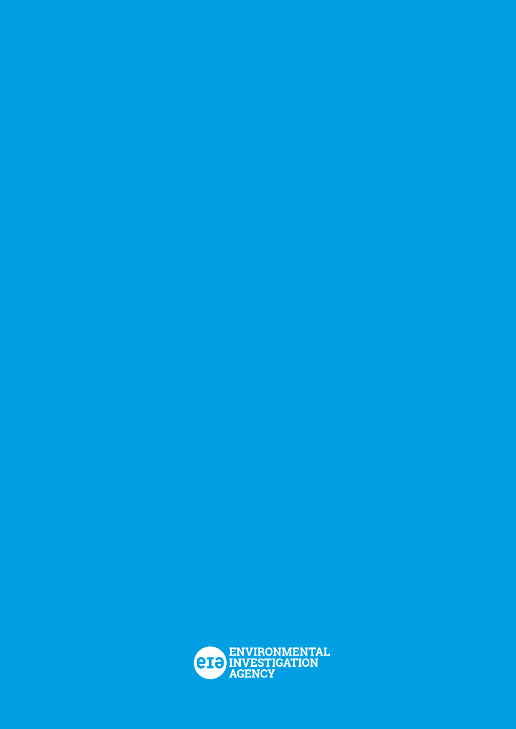ENVIRONMENTAL
INVESTIGATION
AGENCY